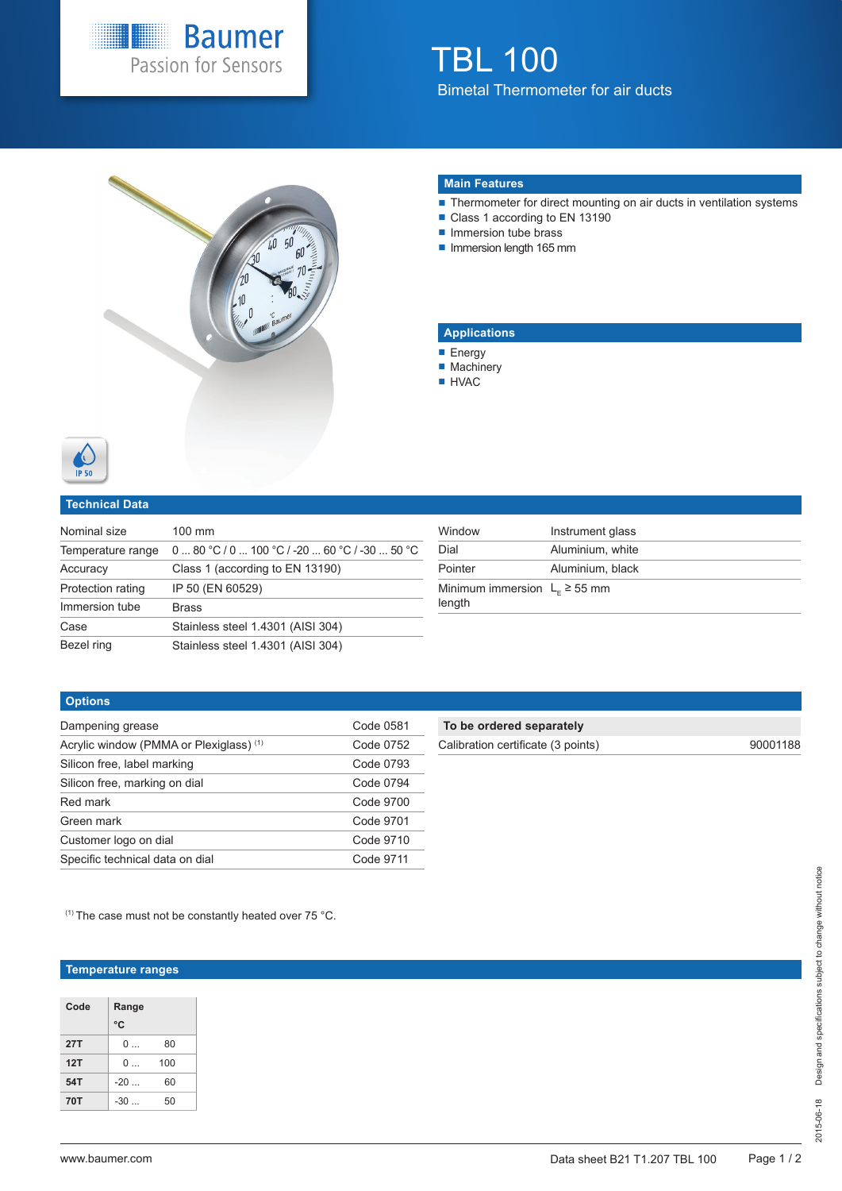# TBL 100

Bimetal Thermometer for air ducts

## Main Features

- Thermometer for direct mounting on air ducts in ventilation systems
- Class 1 according to EN 13190
- Immersion tube brass
- Immersion length 165 mm

## Applications

- Energy
- Machinery
- HVAC

IP 50

## Technical Data

| | |
|---|---|
| Nominal size | 100 mm |
| Temperature range | 0 ... 80 °C / 0 ... 100 °C / -20 ... 60 °C / -30 ... 50 °C |
| Accuracy | Class 1 (according to EN 13190) |
| Protection rating | IP 50 (EN 60529) |
| Immersion tube | Brass |
| Case | Stainless steel 1.4301 (AISI 304) |
| Bezel ring | Stainless steel 1.4301 (AISI 304) |
| Window | Instrument glass |
| Dial | Aluminium, white |
| Pointer | Aluminium, black |
| Minimum immersion length | $L_E$ ≥ 55 mm |

## Options

| | |
|---|---|
| Dampening grease | Code 0581 |
| Acrylic window (PMMA or Plexiglass) [1] | Code 0752 |
| Silicon free, label marking | Code 0793 |
| Silicon free, marking on dial | Code 0794 |
| Red mark | Code 9700 |
| Green mark | Code 9701 |
| Customer logo on dial | Code 9710 |
| Specific technical data on dial | Code 9711 |

| To be ordered separately | |
|---|---|
| Calibration certificate (3 points) | 90001188 |

[1] The case must not be constantly heated over 75 °C.

## Temperature ranges

| Code | Range °C | |
|---|---|---|
| 27T | 0 ... | 80 |
| 12T | 0 ... | 100 |
| 54T | -20 ... | 60 |
| 70T | -30 ... | 50 |

2015-06-18 Design and specifications subject to change without notice

www.baumer.com

Data sheet B21 T1.207 TBL 100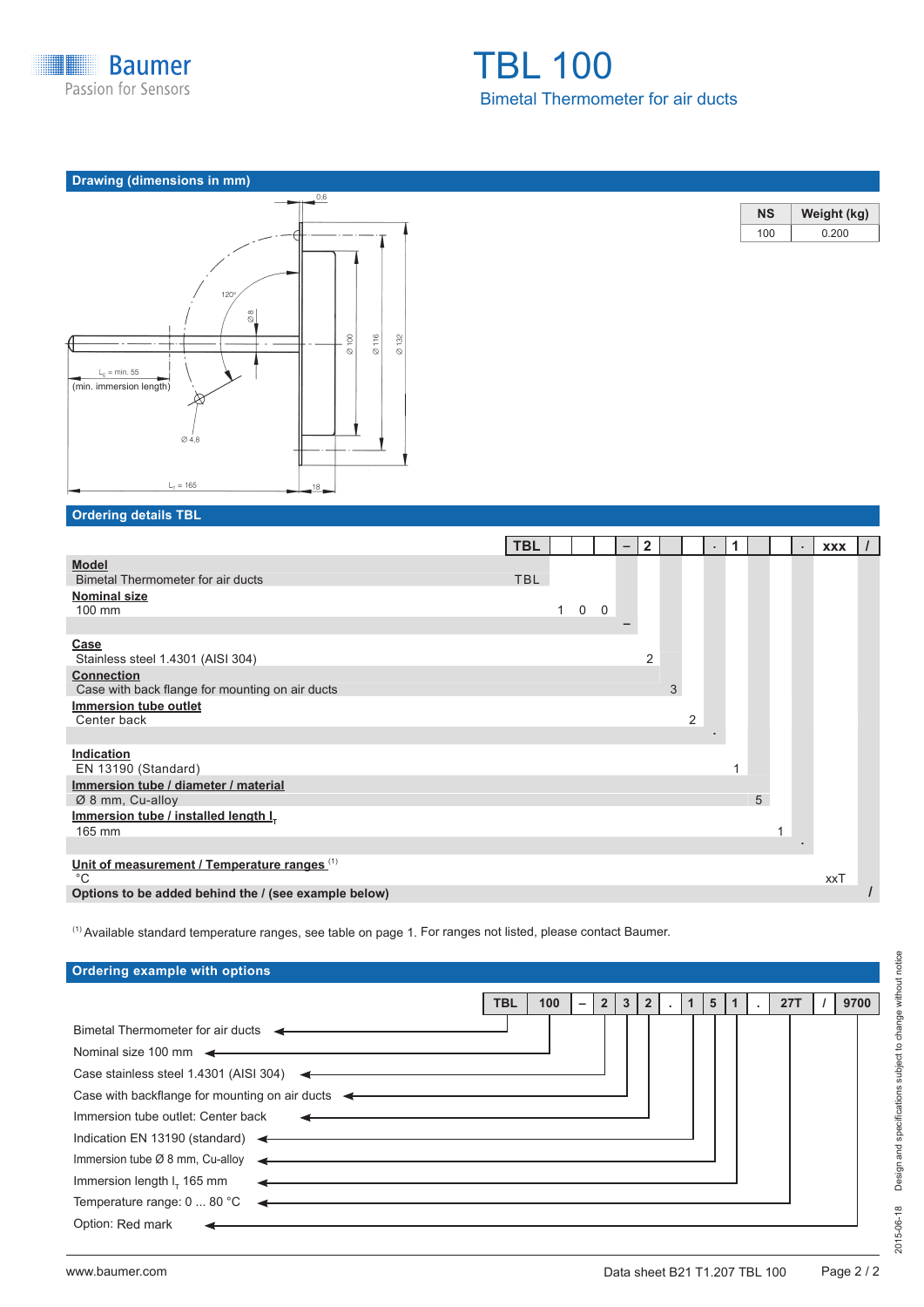# TBL 100

## Bimetal Thermometer for air ducts

## Drawing (dimensions in mm)

0,6

120°

Ø 8

Ø 100

Ø 116

Ø 132

$L_E$ = min. 55
(min. immersion length)

Ø 4,8

$L_T$ = 165

18

| NS | Weight (kg) |
|---|---|
| 100 | 0.200 |

## Ordering details TBL

TBL □□□ – 2 □□ . 1 □□ . xxx /

| | |
|---|---|
| **Model** | |
| Bimetal Thermometer for air ducts | TBL |
| **Nominal size** | |
| 100 mm | 1 0 0 |
| | – |
| **Case** | |
| Stainless steel 1.4301 (AISI 304) | 2 |
| **Connection** | |
| Case with back flange for mounting on air ducts | 3 |
| **Immersion tube outlet** | |
| Center back | 2 |
| | . |
| **Indication** | |
| EN 13190 (Standard) | 1 |
| **Immersion tube / diameter / material** | |
| Ø 8 mm, Cu-alloy | 5 |
| **Immersion tube / installed length $l_T$** | |
| 165 mm | 1 |
| | . |
| **Unit of measurement / Temperature ranges** [1] | |
| °C | xxT |
| **Options to be added behind the / (see example below)** | / |

[1] Available standard temperature ranges, see table on page 1. For ranges not listed, please contact Baumer.

## Ordering example with options

TBL 100 – 2 3 2 . 1 5 1 . 27T / 9700

- Bimetal Thermometer for air ducts → TBL
- Nominal size 100 mm → 100
- Case stainless steel 1.4301 (AISI 304) → 2
- Case with backflange for mounting on air ducts → 3
- Immersion tube outlet: Center back → 2
- Indication EN 13190 (standard) → 1
- Immersion tube Ø 8 mm, Cu-alloy → 5
- Immersion length $l_T$ 165 mm → 1
- Temperature range: 0 ... 80 °C → 27T
- Option: Red mark → 9700

2015-06-18 Design and specifications subject to change without notice

www.baumer.com Data sheet B21 T1.207 TBL 100